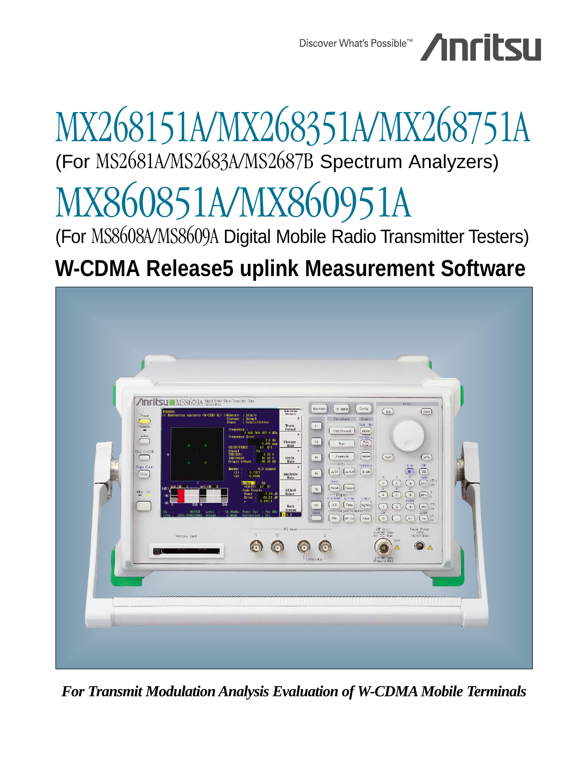Discover What's Possible™

# MX268151A/MX268351A/MX268751A

(For MS2681A/MS2683A/MS2687B Spectrum Analyzers)

# MX860851A/MX860951A

(For MS8608A/MS8609A Digital Mobile Radio Transmitter Testers)

## W-CDMA Release5 uplink Measurement Software

*For Transmit Modulation Analysis Evaluation of W-CDMA Mobile Terminals*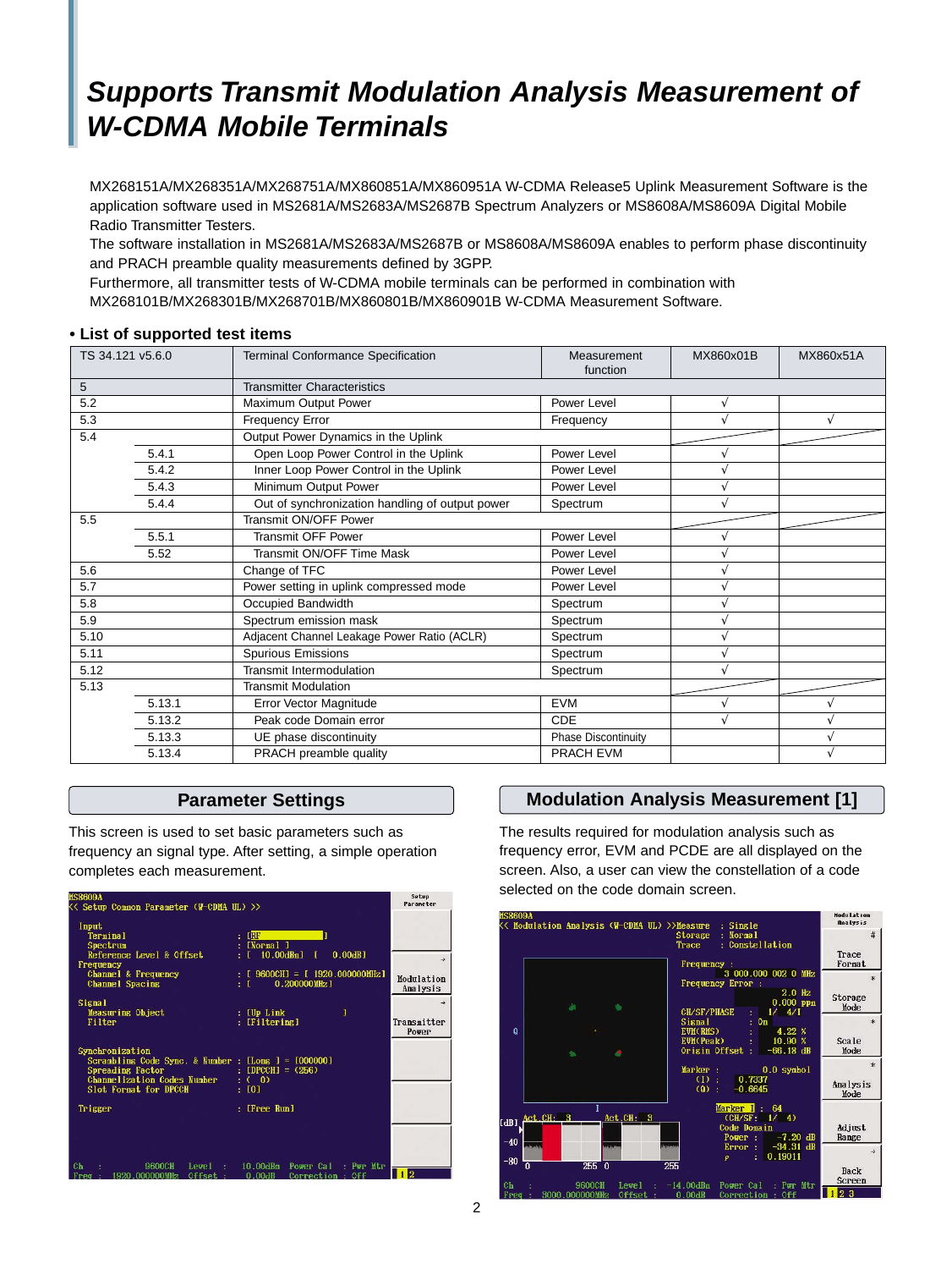# Supports Transmit Modulation Analysis Measurement of W-CDMA Mobile Terminals

MX268151A/MX268351A/MX268751A/MX860851A/MX860951A W-CDMA Release5 Uplink Measurement Software is the application software used in MS2681A/MS2683A/MS2687B Spectrum Analyzers or MS8608A/MS8609A Digital Mobile Radio Transmitter Testers.
The software installation in MS2681A/MS2683A/MS2687B or MS8608A/MS8609A enables to perform phase discontinuity and PRACH preamble quality measurements defined by 3GPP.
Furthermore, all transmitter tests of W-CDMA mobile terminals can be performed in combination with MX268101B/MX268301B/MX268701B/MX860801B/MX860901B W-CDMA Measurement Software.

**• List of supported test items**

| TS 34.121 v5.6.0 | | Terminal Conformance Specification | Measurement function | MX860x01B | MX860x51A |
|---|---|---|---|---|---|
| 5 | | Transmitter Characteristics | | | |
| 5.2 | | Maximum Output Power | Power Level | √ | |
| 5.3 | | Frequency Error | Frequency | √ | √ |
| 5.4 | | Output Power Dynamics in the Uplink | | | |
| | 5.4.1 | Open Loop Power Control in the Uplink | Power Level | √ | |
| | 5.4.2 | Inner Loop Power Control in the Uplink | Power Level | √ | |
| | 5.4.3 | Minimum Output Power | Power Level | √ | |
| | 5.4.4 | Out of synchronization handling of output power | Spectrum | √ | |
| 5.5 | | Transmit ON/OFF Power | | | |
| | 5.5.1 | Transmit OFF Power | Power Level | √ | |
| | 5.52 | Transmit ON/OFF Time Mask | Power Level | √ | |
| 5.6 | | Change of TFC | Power Level | √ | |
| 5.7 | | Power setting in uplink compressed mode | Power Level | √ | |
| 5.8 | | Occupied Bandwidth | Spectrum | √ | |
| 5.9 | | Spectrum emission mask | Spectrum | √ | |
| 5.10 | | Adjacent Channel Leakage Power Ratio (ACLR) | Spectrum | √ | |
| 5.11 | | Spurious Emissions | Spectrum | √ | |
| 5.12 | | Transmit Intermodulation | Spectrum | √ | |
| 5.13 | | Transmit Modulation | | | |
| | 5.13.1 | Error Vector Magnitude | EVM | √ | √ |
| | 5.13.2 | Peak code Domain error | CDE | √ | √ |
| | 5.13.3 | UE phase discontinuity | Phase Discontinuity | | √ |
| | 5.13.4 | PRACH preamble quality | PRACH EVM | | √ |

## Parameter Settings

This screen is used to set basic parameters such as frequency an signal type. After setting, a simple operation completes each measurement.

## Modulation Analysis Measurement [1]

The results required for modulation analysis such as frequency error, EVM and PCDE are all displayed on the screen. Also, a user can view the constellation of a code selected on the code domain screen.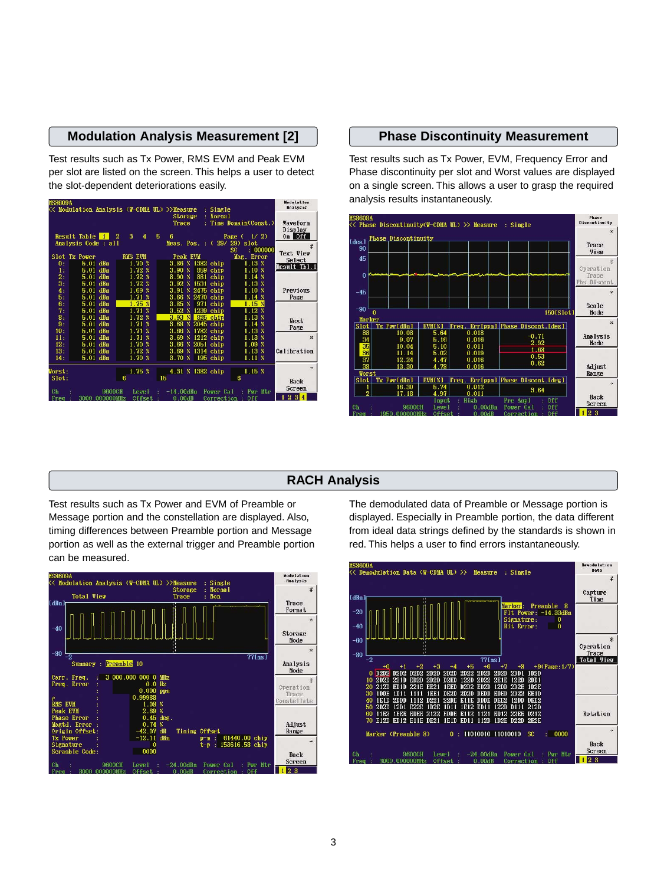## Modulation Analysis Measurement [2]

Test results such as Tx Power, RMS EVM and Peak EVM per slot are listed on the screen. This helps a user to detect the slot-dependent deteriorations easily.

## Phase Discontinuity Measurement

Test results such as Tx Power, EVM, Frequency Error and Phase discontinuity per slot and Worst values are displayed on a single screen. This allows a user to grasp the required analysis results instantaneously.

## RACH Analysis

Test results such as Tx Power and EVM of Preamble or Message portion and the constellation are displayed. Also, timing differences between Preamble portion and Message portion as well as the external trigger and Preamble portion can be measured.

The demodulated data of Preamble or Message portion is displayed. Especially in Preamble portion, the data different from ideal data strings defined by the standards is shown in red. This helps a user to find errors instantaneously.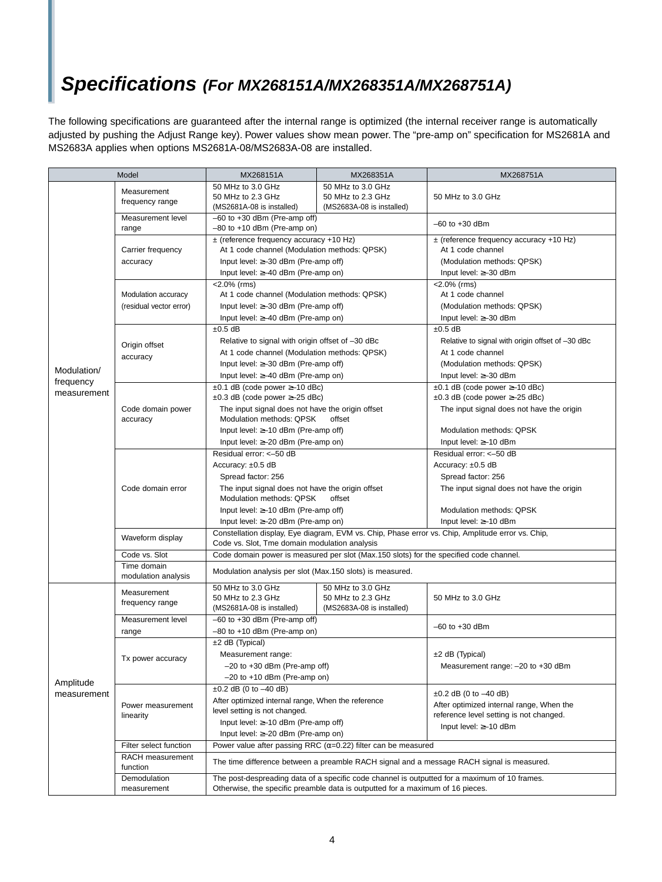# *Specifications* *(For MX268151A/MX268351A/MX268751A)*

The following specifications are guaranteed after the internal range is optimized (the internal receiver range is automatically adjusted by pushing the Adjust Range key). Power values show mean power. The "pre-amp on" specification for MS2681A and MS2683A applies when options MS2681A-08/MS2683A-08 are installed.

| Model | | MX268151A | MX268351A | MX268751A |
|---|---|---|---|---|
| Modulation/ frequency measurement | Measurement frequency range | 50 MHz to 3.0 GHz<br>50 MHz to 2.3 GHz<br>(MS2681A-08 is installed) | 50 MHz to 3.0 GHz<br>50 MHz to 2.3 GHz<br>(MS2683A-08 is installed) | 50 MHz to 3.0 GHz |
| | Measurement level range | –60 to +30 dBm (Pre-amp off)<br>–80 to +10 dBm (Pre-amp on) | | –60 to +30 dBm |
| | Carrier frequency accuracy | ± (reference frequency accuracy +10 Hz)<br>At 1 code channel (Modulation methods: QPSK)<br>Input level: ≥–30 dBm (Pre-amp off)<br>Input level: ≥–40 dBm (Pre-amp on) | | ± (reference frequency accuracy +10 Hz)<br>At 1 code channel<br>(Modulation methods: QPSK)<br>Input level: ≥–30 dBm |
| | Modulation accuracy (residual vector error) | <2.0% (rms)<br>At 1 code channel (Modulation methods: QPSK)<br>Input level: ≥–30 dBm (Pre-amp off)<br>Input level: ≥–40 dBm (Pre-amp on) | | <2.0% (rms)<br>At 1 code channel<br>(Modulation methods: QPSK)<br>Input level: ≥–30 dBm |
| | Origin offset accuracy | ±0.5 dB<br>Relative to signal with origin offset of –30 dBc<br>At 1 code channel (Modulation methods: QPSK)<br>Input level: ≥–30 dBm (Pre-amp off)<br>Input level: ≥–40 dBm (Pre-amp on) | | ±0.5 dB<br>Relative to signal with origin offset of –30 dBc<br>At 1 code channel<br>(Modulation methods: QPSK)<br>Input level: ≥–30 dBm |
| | Code domain power accuracy | ±0.1 dB (code power ≥–10 dBc)<br>±0.3 dB (code power ≥–25 dBc)<br>The input signal does not have the origin offset<br>Modulation methods: QPSK<br>Input level: ≥–10 dBm (Pre-amp off)<br>Input level: ≥–20 dBm (Pre-amp on) | | ±0.1 dB (code power ≥–10 dBc)<br>±0.3 dB (code power ≥–25 dBc)<br>The input signal does not have the origin offset<br>Modulation methods: QPSK<br>Input level: ≥–10 dBm |
| | Code domain error | Residual error: <–50 dB<br>Accuracy: ±0.5 dB<br>Spread factor: 256<br>The input signal does not have the origin offset<br>Modulation methods: QPSK<br>Input level: ≥–10 dBm (Pre-amp off)<br>Input level: ≥–20 dBm (Pre-amp on) | | Residual error: <–50 dB<br>Accuracy: ±0.5 dB<br>Spread factor: 256<br>The input signal does not have the origin offset<br>Modulation methods: QPSK<br>Input level: ≥–10 dBm |
| | Waveform display | Constellation display, Eye diagram, EVM vs. Chip, Phase error vs. Chip, Amplitude error vs. Chip, Code vs. Slot, Tme domain modulation analysis | | |
| | Code vs. Slot | Code domain power is measured per slot (Max.150 slots) for the specified code channel. | | |
| | Time domain modulation analysis | Modulation analysis per slot (Max.150 slots) is measured. | | |
| Amplitude measurement | Measurement frequency range | 50 MHz to 3.0 GHz<br>50 MHz to 2.3 GHz<br>(MS2681A-08 is installed) | 50 MHz to 3.0 GHz<br>50 MHz to 2.3 GHz<br>(MS2683A-08 is installed) | 50 MHz to 3.0 GHz |
| | Measurement level range | –60 to +30 dBm (Pre-amp off)<br>–80 to +10 dBm (Pre-amp on) | | –60 to +30 dBm |
| | Tx power accuracy | ±2 dB (Typical)<br>Measurement range:<br>–20 to +30 dBm (Pre-amp off)<br>–20 to +10 dBm (Pre-amp on) | | ±2 dB (Typical)<br>Measurement range: –20 to +30 dBm |
| | Power measurement linearity | ±0.2 dB (0 to –40 dB)<br>After optimized internal range, When the reference level setting is not changed.<br>Input level: ≥–10 dBm (Pre-amp off)<br>Input level: ≥–20 dBm (Pre-amp on) | | ±0.2 dB (0 to –40 dB)<br>After optimized internal range, When the reference level setting is not changed.<br>Input level: ≥–10 dBm |
| | Filter select function | Power value after passing RRC (α=0.22) filter can be measured | | |
| | RACH measurement function | The time difference between a preamble RACH signal and a message RACH signal is measured. | | |
| | Demodulation measurement | The post-despreading data of a specific code channel is outputted for a maximum of 10 frames. Otherwise, the specific preamble data is outputted for a maximum of 16 pieces. | | |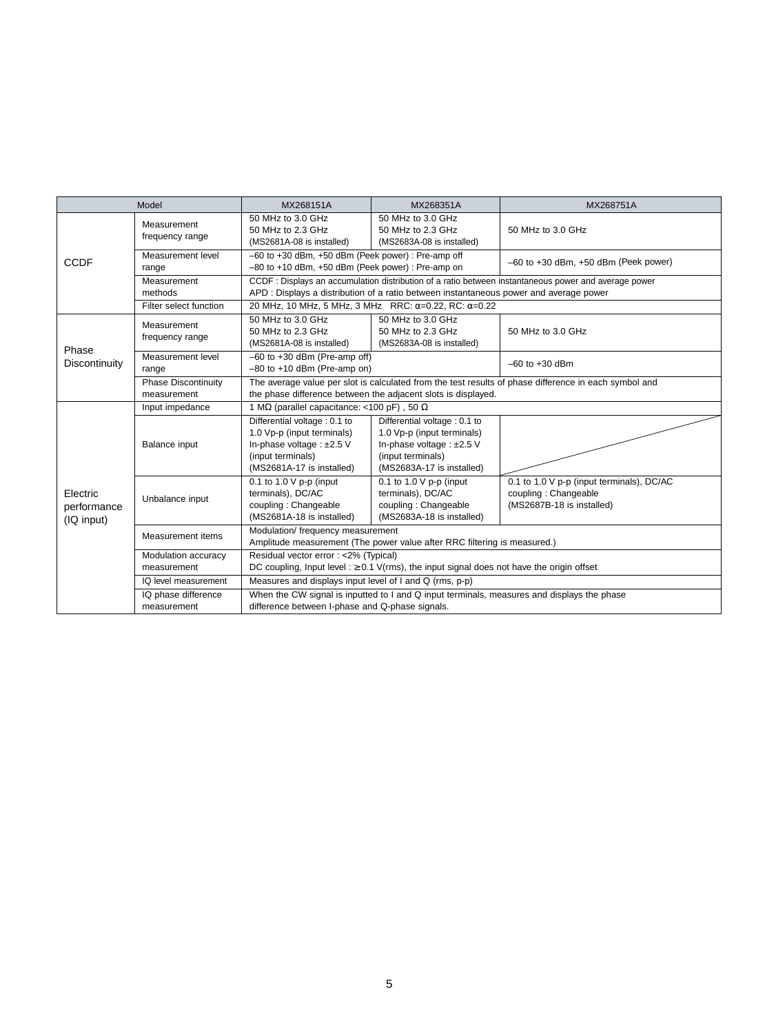| Model | | MX268151A | MX268351A | MX268751A |
|---|---|---|---|---|
| CCDF | Measurement frequency range | 50 MHz to 3.0 GHz<br>50 MHz to 2.3 GHz<br>(MS2681A-08 is installed) | 50 MHz to 3.0 GHz<br>50 MHz to 2.3 GHz<br>(MS2683A-08 is installed) | 50 MHz to 3.0 GHz |
| | Measurement level range | –60 to +30 dBm, +50 dBm (Peek power) : Pre-amp off<br>–80 to +10 dBm, +50 dBm (Peek power) : Pre-amp on | | –60 to +30 dBm, +50 dBm (Peek power) |
| | Measurement methods | CCDF : Displays an accumulation distribution of a ratio between instantaneous power and average power<br>APD : Displays a distribution of a ratio between instantaneous power and average power | | |
| | Filter select function | 20 MHz, 10 MHz, 5 MHz, 3 MHz RRC: α=0.22, RC: α=0.22 | | |
| Phase Discontinuity | Measurement frequency range | 50 MHz to 3.0 GHz<br>50 MHz to 2.3 GHz<br>(MS2681A-08 is installed) | 50 MHz to 3.0 GHz<br>50 MHz to 2.3 GHz<br>(MS2683A-08 is installed) | 50 MHz to 3.0 GHz |
| | Measurement level range | –60 to +30 dBm (Pre-amp off)<br>–80 to +10 dBm (Pre-amp on) | | –60 to +30 dBm |
| | Phase Discontinuity measurement | The average value per slot is calculated from the test results of phase difference in each symbol and the phase difference between the adjacent slots is displayed. | | |
| Electric performance (IQ input) | Input impedance | 1 MΩ (parallel capacitance: <100 pF) , 50 Ω | | |
| | Balance input | Differential voltage : 0.1 to 1.0 Vp-p (input terminals)<br>In-phase voltage : ±2.5 V (input terminals)<br>(MS2681A-17 is installed) | Differential voltage : 0.1 to 1.0 Vp-p (input terminals)<br>In-phase voltage : ±2.5 V (input terminals)<br>(MS2683A-17 is installed) | |
| | Unbalance input | 0.1 to 1.0 V p-p (input terminals), DC/AC coupling : Changeable<br>(MS2681A-18 is installed) | 0.1 to 1.0 V p-p (input terminals), DC/AC coupling : Changeable<br>(MS2683A-18 is installed) | 0.1 to 1.0 V p-p (input terminals), DC/AC coupling : Changeable<br>(MS2687B-18 is installed) |
| | Measurement items | Modulation/ frequency measurement<br>Amplitude measurement (The power value after RRC filtering is measured.) | | |
| | Modulation accuracy measurement | Residual vector error : <2% (Typical)<br>DC coupling, Input level : ≥0.1 V(rms), the input signal does not have the origin offset | | |
| | IQ level measurement | Measures and displays input level of I and Q (rms, p-p) | | |
| | IQ phase difference measurement | When the CW signal is inputted to I and Q input terminals, measures and displays the phase difference between I-phase and Q-phase signals. | | |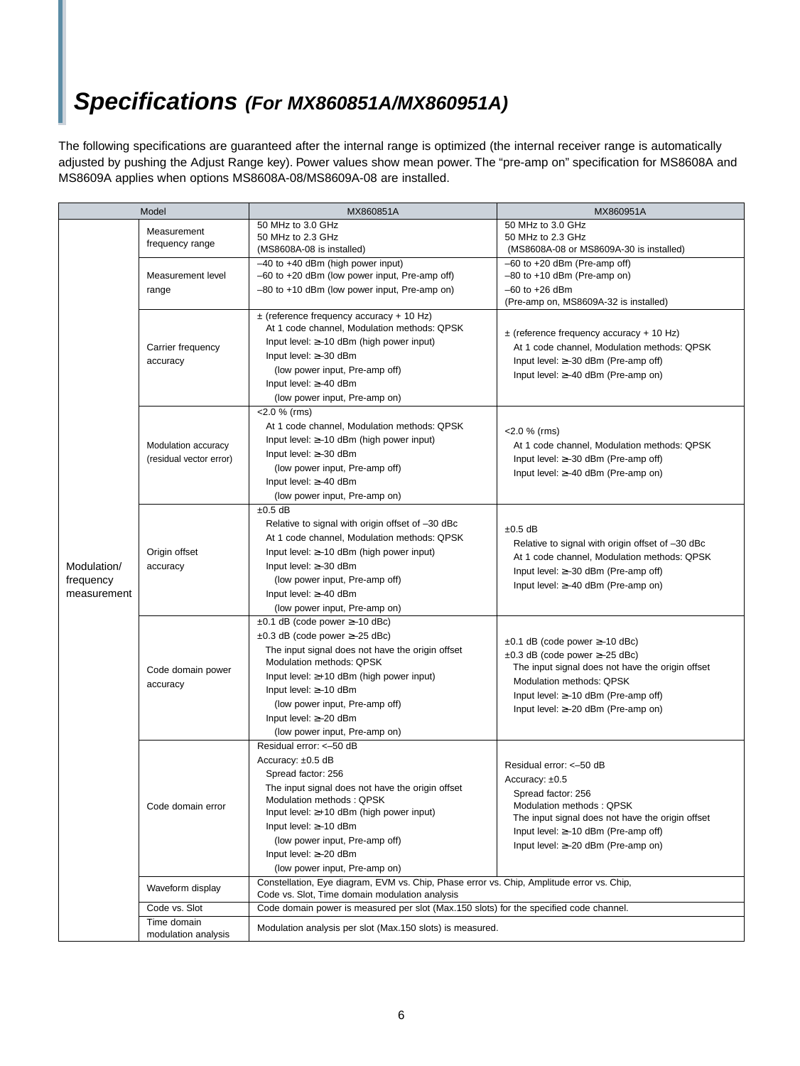# ***Specifications*** *(For MX860851A/MX860951A)*

The following specifications are guaranteed after the internal range is optimized (the internal receiver range is automatically adjusted by pushing the Adjust Range key). Power values show mean power. The "pre-amp on" specification for MS8608A and MS8609A applies when options MS8608A-08/MS8609A-08 are installed.

| Model | | MX860851A | MX860951A |
|---|---|---|---|
| Modulation/ frequency measurement | Measurement frequency range | 50 MHz to 3.0 GHz<br>50 MHz to 2.3 GHz<br>(MS8608A-08 is installed) | 50 MHz to 3.0 GHz<br>50 MHz to 2.3 GHz<br>(MS8608A-08 or MS8609A-30 is installed) |
| | Measurement level range | –40 to +40 dBm (high power input)<br>–60 to +20 dBm (low power input, Pre-amp off)<br>–80 to +10 dBm (low power input, Pre-amp on) | –60 to +20 dBm (Pre-amp off)<br>–80 to +10 dBm (Pre-amp on)<br>–60 to +26 dBm<br>(Pre-amp on, MS8609A-32 is installed) |
| | Carrier frequency accuracy | ± (reference frequency accuracy + 10 Hz)<br>At 1 code channel, Modulation methods: QPSK<br>Input level: ≥–10 dBm (high power input)<br>Input level: ≥–30 dBm<br>(low power input, Pre-amp off)<br>Input level: ≥–40 dBm<br>(low power input, Pre-amp on) | ± (reference frequency accuracy + 10 Hz)<br>At 1 code channel, Modulation methods: QPSK<br>Input level: ≥–30 dBm (Pre-amp off)<br>Input level: ≥–40 dBm (Pre-amp on) |
| | Modulation accuracy (residual vector error) | <2.0 % (rms)<br>At 1 code channel, Modulation methods: QPSK<br>Input level: ≥–10 dBm (high power input)<br>Input level: ≥–30 dBm<br>(low power input, Pre-amp off)<br>Input level: ≥–40 dBm<br>(low power input, Pre-amp on) | <2.0 % (rms)<br>At 1 code channel, Modulation methods: QPSK<br>Input level: ≥–30 dBm (Pre-amp off)<br>Input level: ≥–40 dBm (Pre-amp on) |
| | Origin offset accuracy | ±0.5 dB<br>Relative to signal with origin offset of –30 dBc<br>At 1 code channel, Modulation methods: QPSK<br>Input level: ≥–10 dBm (high power input)<br>Input level: ≥–30 dBm<br>(low power input, Pre-amp off)<br>Input level: ≥–40 dBm<br>(low power input, Pre-amp on) | ±0.5 dB<br>Relative to signal with origin offset of –30 dBc<br>At 1 code channel, Modulation methods: QPSK<br>Input level: ≥–30 dBm (Pre-amp off)<br>Input level: ≥–40 dBm (Pre-amp on) |
| | Code domain power accuracy | ±0.1 dB (code power ≥–10 dBc)<br>±0.3 dB (code power ≥–25 dBc)<br>The input signal does not have the origin offset<br>Modulation methods: QPSK<br>Input level: ≥+10 dBm (high power input)<br>Input level: ≥–10 dBm<br>(low power input, Pre-amp off)<br>Input level: ≥–20 dBm<br>(low power input, Pre-amp on) | ±0.1 dB (code power ≥–10 dBc)<br>±0.3 dB (code power ≥–25 dBc)<br>The input signal does not have the origin offset<br>Modulation methods: QPSK<br>Input level: ≥–10 dBm (Pre-amp off)<br>Input level: ≥–20 dBm (Pre-amp on) |
| | Code domain error | Residual error: <–50 dB<br>Accuracy: ±0.5 dB<br>Spread factor: 256<br>The input signal does not have the origin offset<br>Modulation methods : QPSK<br>Input level: ≥+10 dBm (high power input)<br>Input level: ≥–10 dBm<br>(low power input, Pre-amp off)<br>Input level: ≥–20 dBm<br>(low power input, Pre-amp on) | Residual error: <–50 dB<br>Accuracy: ±0.5<br>Spread factor: 256<br>Modulation methods : QPSK<br>The input signal does not have the origin offset<br>Input level: ≥–10 dBm (Pre-amp off)<br>Input level: ≥–20 dBm (Pre-amp on) |
| | Waveform display | Constellation, Eye diagram, EVM vs. Chip, Phase error vs. Chip, Amplitude error vs. Chip, Code vs. Slot, Time domain modulation analysis | |
| | Code vs. Slot | Code domain power is measured per slot (Max.150 slots) for the specified code channel. | |
| | Time domain modulation analysis | Modulation analysis per slot (Max.150 slots) is measured. | |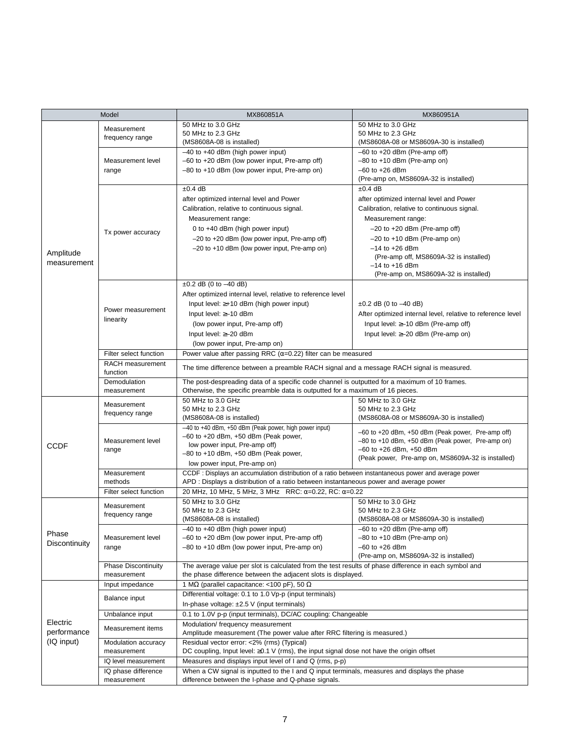| Model | | MX860851A | MX860951A |
|---|---|---|---|
| Amplitude measurement | Measurement frequency range | 50 MHz to 3.0 GHz<br>50 MHz to 2.3 GHz<br>(MS8608A-08 is installed) | 50 MHz to 3.0 GHz<br>50 MHz to 2.3 GHz<br>(MS8608A-08 or MS8609A-30 is installed) |
| | Measurement level range | –40 to +40 dBm (high power input)<br>–60 to +20 dBm (low power input, Pre-amp off)<br>–80 to +10 dBm (low power input, Pre-amp on) | –60 to +20 dBm (Pre-amp off)<br>–80 to +10 dBm (Pre-amp on)<br>–60 to +26 dBm<br>(Pre-amp on, MS8609A-32 is installed) |
| | Tx power accuracy | ±0.4 dB<br>after optimized internal level and Power Calibration, relative to continuous signal.<br>Measurement range:<br>0 to +40 dBm (high power input)<br>–20 to +20 dBm (low power input, Pre-amp off)<br>–20 to +10 dBm (low power input, Pre-amp on) | ±0.4 dB<br>after optimized internal level and Power Calibration, relative to continuous signal.<br>Measurement range:<br>–20 to +20 dBm (Pre-amp off)<br>–20 to +10 dBm (Pre-amp on)<br>–14 to +26 dBm<br>(Pre-amp off, MS8609A-32 is installed)<br>–14 to +16 dBm<br>(Pre-amp on, MS8609A-32 is installed) |
| | Power measurement linearity | ±0.2 dB (0 to –40 dB)<br>After optimized internal level, relative to reference level<br>Input level: ≥+10 dBm (high power input)<br>Input level: ≥–10 dBm<br>(low power input, Pre-amp off)<br>Input level: ≥–20 dBm<br>(low power input, Pre-amp on) | ±0.2 dB (0 to –40 dB)<br>After optimized internal level, relative to reference level<br>Input level: ≥–10 dBm (Pre-amp off)<br>Input level: ≥–20 dBm (Pre-amp on) |
| | Filter select function | Power value after passing RRC (α=0.22) filter can be measured | |
| | RACH measurement function | The time difference between a preamble RACH signal and a message RACH signal is measured. | |
| | Demodulation measurement | The post-despreading data of a specific code channel is outputted for a maximum of 10 frames.<br>Otherwise, the specific preamble data is outputted for a maximum of 16 pieces. | |
| CCDF | Measurement frequency range | 50 MHz to 3.0 GHz<br>50 MHz to 2.3 GHz<br>(MS8608A-08 is installed) | 50 MHz to 3.0 GHz<br>50 MHz to 2.3 GHz<br>(MS8608A-08 or MS8609A-30 is installed) |
| | Measurement level range | –40 to +40 dBm, +50 dBm (Peak power, high power input)<br>–60 to +20 dBm, +50 dBm (Peak power, low power input, Pre-amp off)<br>–80 to +10 dBm, +50 dBm (Peak power, low power input, Pre-amp on) | –60 to +20 dBm, +50 dBm (Peak power, Pre-amp off)<br>–80 to +10 dBm, +50 dBm (Peak power, Pre-amp on)<br>–60 to +26 dBm, +50 dBm<br>(Peak power, Pre-amp on, MS8609A-32 is installed) |
| | Measurement methods | CCDF : Displays an accumulation distribution of a ratio between instantaneous power and average power<br>APD : Displays a distribution of a ratio between instantaneous power and average power | |
| | Filter select function | 20 MHz, 10 MHz, 5 MHz, 3 MHz RRC: α=0.22, RC: α=0.22 | |
| Phase Discontinuity | Measurement frequency range | 50 MHz to 3.0 GHz<br>50 MHz to 2.3 GHz<br>(MS8608A-08 is installed) | 50 MHz to 3.0 GHz<br>50 MHz to 2.3 GHz<br>(MS8608A-08 or MS8609A-30 is installed) |
| | Measurement level range | –40 to +40 dBm (high power input)<br>–60 to +20 dBm (low power input, Pre-amp off)<br>–80 to +10 dBm (low power input, Pre-amp on) | –60 to +20 dBm (Pre-amp off)<br>–80 to +10 dBm (Pre-amp on)<br>–60 to +26 dBm<br>(Pre-amp on, MS8609A-32 is installed) |
| | Phase Discontinuity measurement | The average value per slot is calculated from the test results of phase difference in each symbol and the phase difference between the adjacent slots is displayed. | |
| Electric performance (IQ input) | Input impedance | 1 MΩ (parallel capacitance: <100 pF), 50 Ω | |
| | Balance input | Differential voltage: 0.1 to 1.0 Vp-p (input terminals)<br>In-phase voltage: ±2.5 V (input terminals) | |
| | Unbalance input | 0.1 to 1.0V p-p (input terminals), DC/AC coupling: Changeable | |
| | Measurement items | Modulation/ frequency measurement<br>Amplitude measurement (The power value after RRC filtering is measured.) | |
| | Modulation accuracy measurement | Residual vector error: <2% (rms) (Typical)<br>DC coupling, Input level: ≥0.1 V (rms), the input signal dose not have the origin offset | |
| | IQ level measurement | Measures and displays input level of I and Q (rms, p-p) | |
| | IQ phase difference measurement | When a CW signal is inputted to the I and Q input terminals, measures and displays the phase difference between the I-phase and Q-phase signals. | |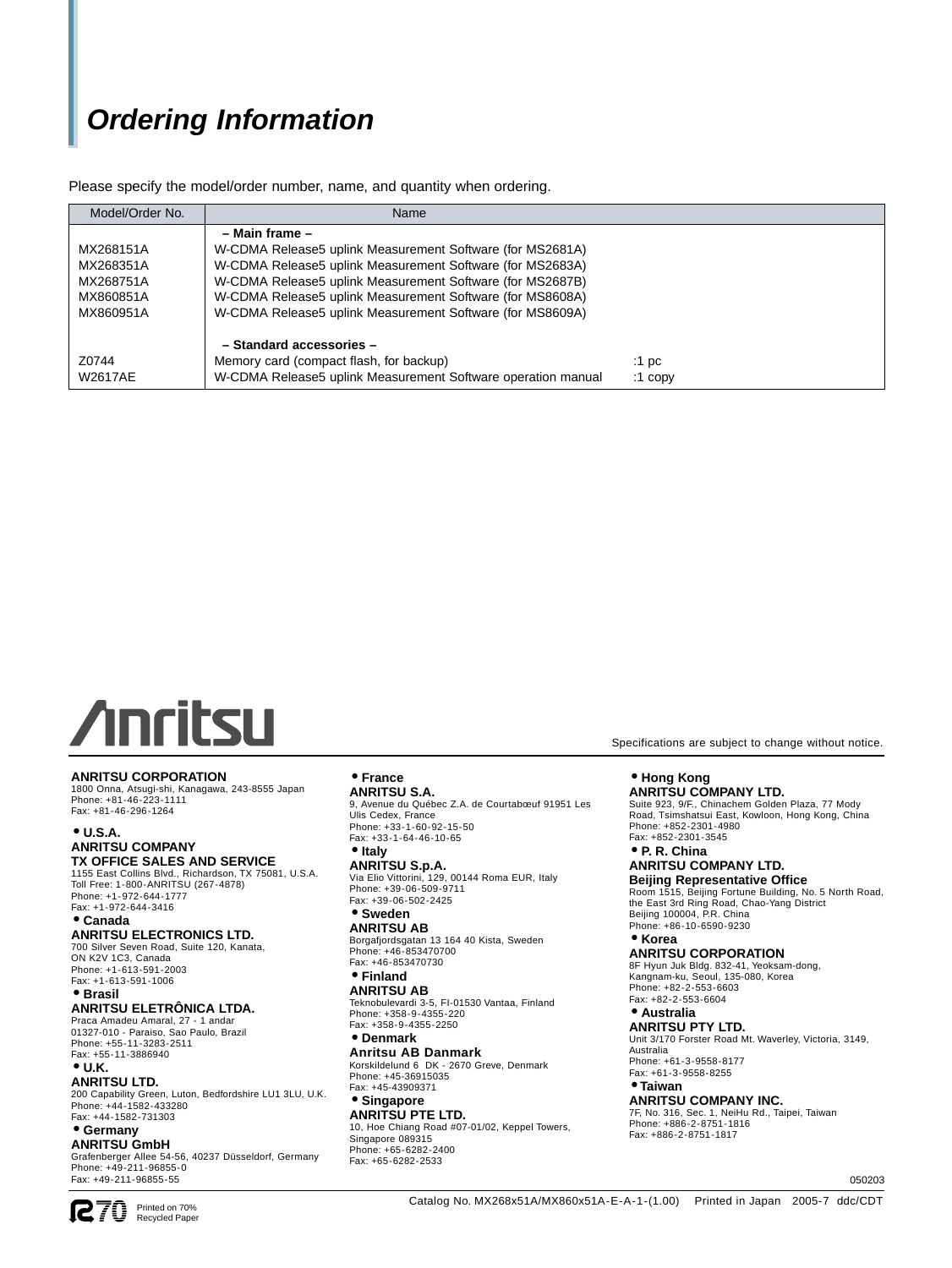# Ordering Information

Please specify the model/order number, name, and quantity when ordering.

| Model/Order No. | Name | |
|---|---|---|
| | **– Main frame –** | |
| MX268151A | W-CDMA Release5 uplink Measurement Software (for MS2681A) | |
| MX268351A | W-CDMA Release5 uplink Measurement Software (for MS2683A) | |
| MX268751A | W-CDMA Release5 uplink Measurement Software (for MS2687B) | |
| MX860851A | W-CDMA Release5 uplink Measurement Software (for MS8608A) | |
| MX860951A | W-CDMA Release5 uplink Measurement Software (for MS8609A) | |
| | **– Standard accessories –** | |
| Z0744 | Memory card (compact flash, for backup) | :1 pc |
| W2617AE | W-CDMA Release5 uplink Measurement Software operation manual | :1 copy |

Anritsu

Specifications are subject to change without notice.

**ANRITSU CORPORATION**
1800 Onna, Atsugi-shi, Kanagawa, 243-8555 Japan
Phone: +81-46-223-1111
Fax: +81-46-296-1264

**• U.S.A.**
**ANRITSU COMPANY**
**TX OFFICE SALES AND SERVICE**
1155 East Collins Blvd., Richardson, TX 75081, U.S.A.
Toll Free: 1-800-ANRITSU (267-4878)
Phone: +1-972-644-1777
Fax: +1-972-644-3416

**• Canada**
**ANRITSU ELECTRONICS LTD.**
700 Silver Seven Road, Suite 120, Kanata,
ON K2V 1C3, Canada
Phone: +1-613-591-2003
Fax: +1-613-591-1006

**• Brasil**
**ANRITSU ELETRÔNICA LTDA.**
Praca Amadeu Amaral, 27 - 1 andar
01327-010 - Paraiso, Sao Paulo, Brazil
Phone: +55-11-3283-2511
Fax: +55-11-3886940

**• U.K.**
**ANRITSU LTD.**
200 Capability Green, Luton, Bedfordshire LU1 3LU, U.K.
Phone: +44-1582-433280
Fax: +44-1582-731303

**• Germany**
**ANRITSU GmbH**
Grafenberger Allee 54-56, 40237 Düsseldorf, Germany
Phone: +49-211-96855-0
Fax: +49-211-96855-55

**• France**
**ANRITSU S.A.**
9, Avenue du Québec Z.A. de Courtabœuf 91951 Les Ulis Cedex, France
Phone: +33-1-60-92-15-50
Fax: +33-1-64-46-10-65

**• Italy**
**ANRITSU S.p.A.**
Via Elio Vittorini, 129, 00144 Roma EUR, Italy
Phone: +39-06-509-9711
Fax: +39-06-502-2425

**• Sweden**
**ANRITSU AB**
Borgafjordsgatan 13 164 40 Kista, Sweden
Phone: +46-853470700
Fax: +46-853470730

**• Finland**
**ANRITSU AB**
Teknobulevardi 3-5, FI-01530 Vantaa, Finland
Phone: +358-9-4355-220
Fax: +358-9-4355-2250

**• Denmark**
**Anritsu AB Danmark**
Korskildelund 6 DK - 2670 Greve, Denmark
Phone: +45-36915035
Fax: +45-43909371

**• Singapore**
**ANRITSU PTE LTD.**
10, Hoe Chiang Road #07-01/02, Keppel Towers, Singapore 089315
Phone: +65-6282-2400
Fax: +65-6282-2533

**• Hong Kong**
**ANRITSU COMPANY LTD.**
Suite 923, 9/F., Chinachem Golden Plaza, 77 Mody Road, Tsimshatsui East, Kowloon, Hong Kong, China
Phone: +852-2301-4980
Fax: +852-2301-3545

**• P. R. China**
**ANRITSU COMPANY LTD.**
**Beijing Representative Office**
Room 1515, Beijing Fortune Building, No. 5 North Road, the East 3rd Ring Road, Chao-Yang District
Beijing 100004, P.R. China
Phone: +86-10-6590-9230

**• Korea**
**ANRITSU CORPORATION**
8F Hyun Juk Bldg. 832-41, Yeoksam-dong, Kangnam-ku, Seoul, 135-080, Korea
Phone: +82-2-553-6603
Fax: +82-2-553-6604

**• Australia**
**ANRITSU PTY LTD.**
Unit 3/170 Forster Road Mt. Waverley, Victoria, 3149, Australia
Phone: +61-3-9558-8177
Fax: +61-3-9558-8255

**• Taiwan**
**ANRITSU COMPANY INC.**
7F, No. 316, Sec. 1, NeiHu Rd., Taipei, Taiwan
Phone: +886-2-8751-1816
Fax: +886-2-8751-1817

050203

R70 Printed on 70% Recycled Paper

Catalog No. MX268x51A/MX860x51A-E-A-1-(1.00) Printed in Japan 2005-7 ddc/CDT